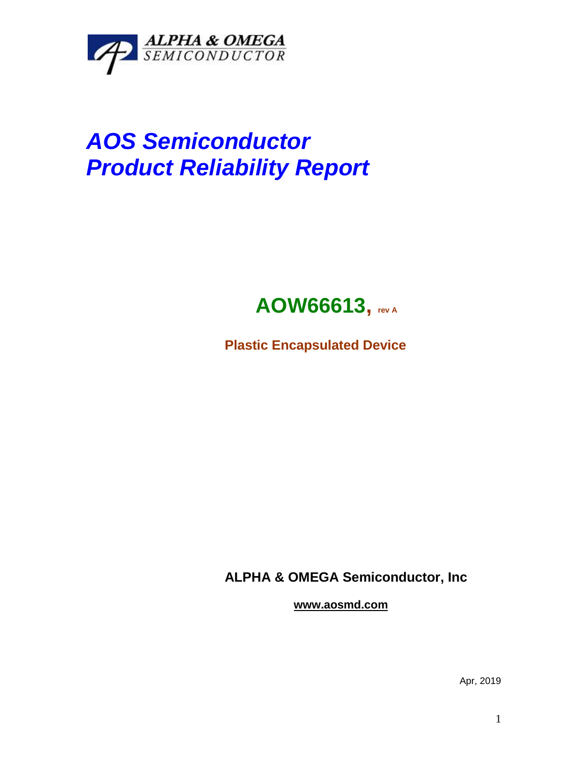ALPHA & OMEGA SEMICONDUCTOR

# *AOS Semiconductor*
# *Product Reliability Report*

## AOW66613, rev A

**Plastic Encapsulated Device**

**ALPHA & OMEGA Semiconductor, Inc**

**www.aosmd.com**

Apr, 2019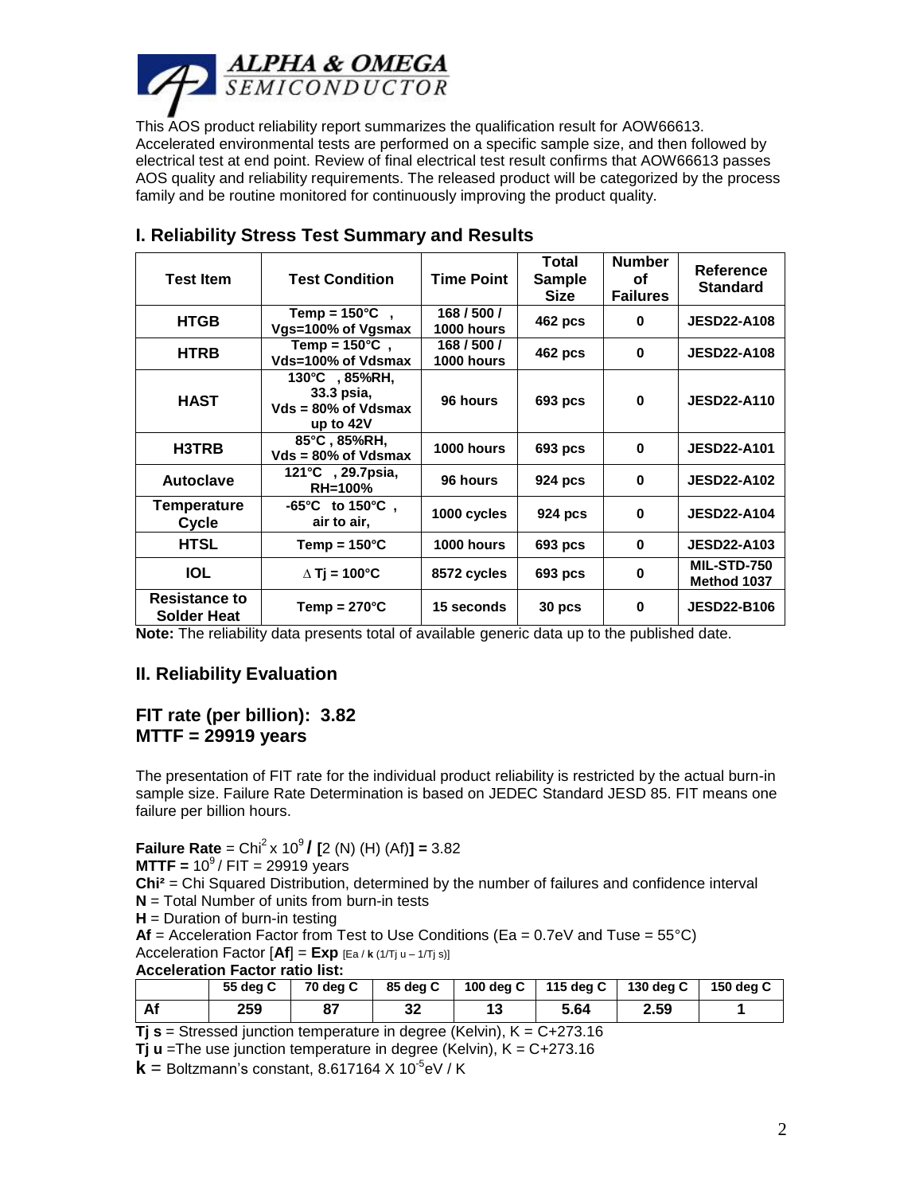ALPHA & OMEGA SEMICONDUCTOR

This AOS product reliability report summarizes the qualification result for AOW66613. Accelerated environmental tests are performed on a specific sample size, and then followed by electrical test at end point. Review of final electrical test result confirms that AOW66613 passes AOS quality and reliability requirements. The released product will be categorized by the process family and be routine monitored for continuously improving the product quality.

## I. Reliability Stress Test Summary and Results

| Test Item | Test Condition | Time Point | Total Sample Size | Number of Failures | Reference Standard |
|---|---|---|---|---|---|
| HTGB | Temp = 150°C , Vgs=100% of Vgsmax | 168 / 500 / 1000 hours | 462 pcs | 0 | JESD22-A108 |
| HTRB | Temp = 150°C , Vds=100% of Vdsmax | 168 / 500 / 1000 hours | 462 pcs | 0 | JESD22-A108 |
| HAST | 130°C , 85%RH, 33.3 psia, Vds = 80% of Vdsmax up to 42V | 96 hours | 693 pcs | 0 | JESD22-A110 |
| H3TRB | 85°C , 85%RH, Vds = 80% of Vdsmax | 1000 hours | 693 pcs | 0 | JESD22-A101 |
| Autoclave | 121°C , 29.7psia, RH=100% | 96 hours | 924 pcs | 0 | JESD22-A102 |
| Temperature Cycle | -65°C to 150°C , air to air, | 1000 cycles | 924 pcs | 0 | JESD22-A104 |
| HTSL | Temp = 150°C | 1000 hours | 693 pcs | 0 | JESD22-A103 |
| IOL | $\Delta$ Tj = 100°C | 8572 cycles | 693 pcs | 0 | MIL-STD-750 Method 1037 |
| Resistance to Solder Heat | Temp = 270°C | 15 seconds | 30 pcs | 0 | JESD22-B106 |

**Note:** The reliability data presents total of available generic data up to the published date.

## II. Reliability Evaluation

### FIT rate (per billion): 3.82
### MTTF = 29919 years

The presentation of FIT rate for the individual product reliability is restricted by the actual burn-in sample size. Failure Rate Determination is based on JEDEC Standard JESD 85. FIT means one failure per billion hours.

**Failure Rate** = $Chi^2 \times 10^9$ **/ [**2 (N) (H) (Af)**] =** 3.82

**MTTF =** $10^9$ / FIT = 29919 years

**Chi²** = Chi Squared Distribution, determined by the number of failures and confidence interval

**N** = Total Number of units from burn-in tests

**H** = Duration of burn-in testing

**Af** = Acceleration Factor from Test to Use Conditions (Ea = 0.7eV and Tuse = 55°C)

Acceleration Factor [**Af**] = **Exp** [Ea / **k** (1/Tj u – 1/Tj s)]

**Acceleration Factor ratio list:**

| | 55 deg C | 70 deg C | 85 deg C | 100 deg C | 115 deg C | 130 deg C | 150 deg C |
|---|---|---|---|---|---|---|---|
| Af | 259 | 87 | 32 | 13 | 5.64 | 2.59 | 1 |

**Tj s** = Stressed junction temperature in degree (Kelvin), K = C+273.16

**Tj u** =The use junction temperature in degree (Kelvin), K = C+273.16

**k** = Boltzmann's constant, 8.617164 X $10^{-5}$eV / K